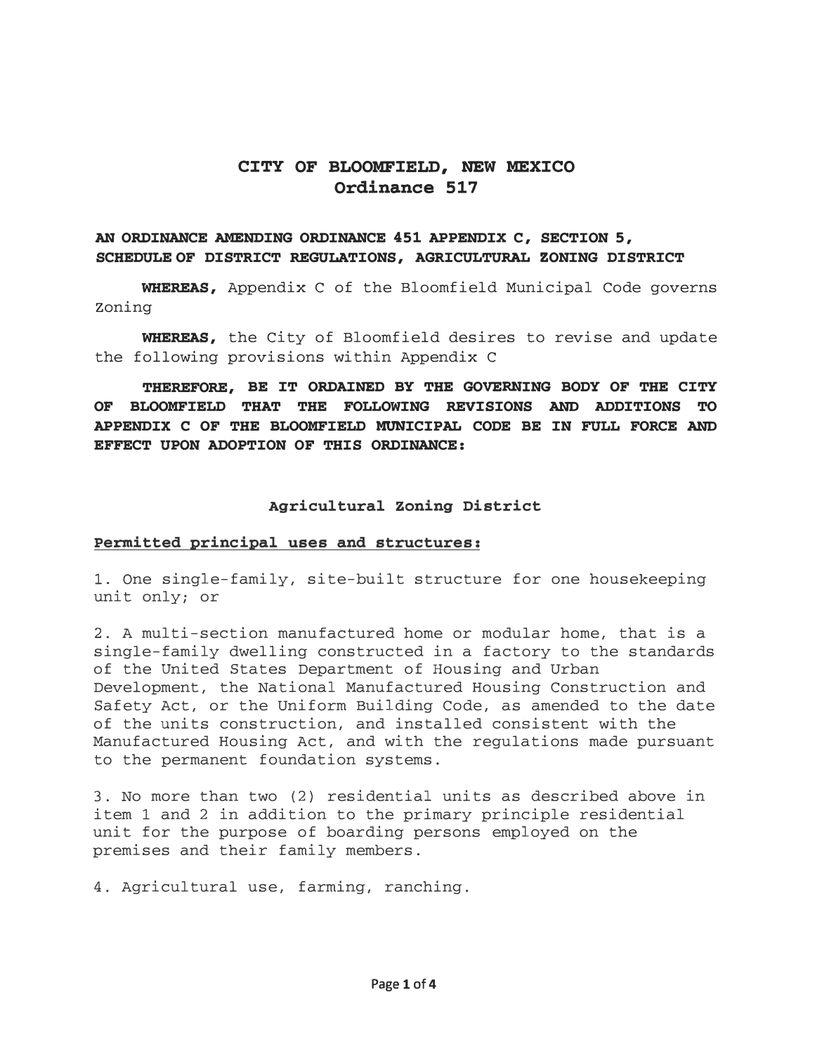# CITY OF BLOOMFIELD, NEW MEXICO
# Ordinance 517

**AN ORDINANCE AMENDING ORDINANCE 451 APPENDIX C, SECTION 5, SCHEDULE OF DISTRICT REGULATIONS, AGRICULTURAL ZONING DISTRICT**

**WHEREAS,** Appendix C of the Bloomfield Municipal Code governs Zoning

**WHEREAS,** the City of Bloomfield desires to revise and update the following provisions within Appendix C

**THEREFORE, BE IT ORDAINED BY THE GOVERNING BODY OF THE CITY OF BLOOMFIELD THAT THE FOLLOWING REVISIONS AND ADDITIONS TO APPENDIX C OF THE BLOOMFIELD MUNICIPAL CODE BE IN FULL FORCE AND EFFECT UPON ADOPTION OF THIS ORDINANCE:**

## Agricultural Zoning District

**Permitted principal uses and structures:**

1. One single-family, site-built structure for one housekeeping unit only; or

2. A multi-section manufactured home or modular home, that is a single-family dwelling constructed in a factory to the standards of the United States Department of Housing and Urban Development, the National Manufactured Housing Construction and Safety Act, or the Uniform Building Code, as amended to the date of the units construction, and installed consistent with the Manufactured Housing Act, and with the regulations made pursuant to the permanent foundation systems.

3. No more than two (2) residential units as described above in item 1 and 2 in addition to the primary principle residential unit for the purpose of boarding persons employed on the premises and their family members.

4. Agricultural use, farming, ranching.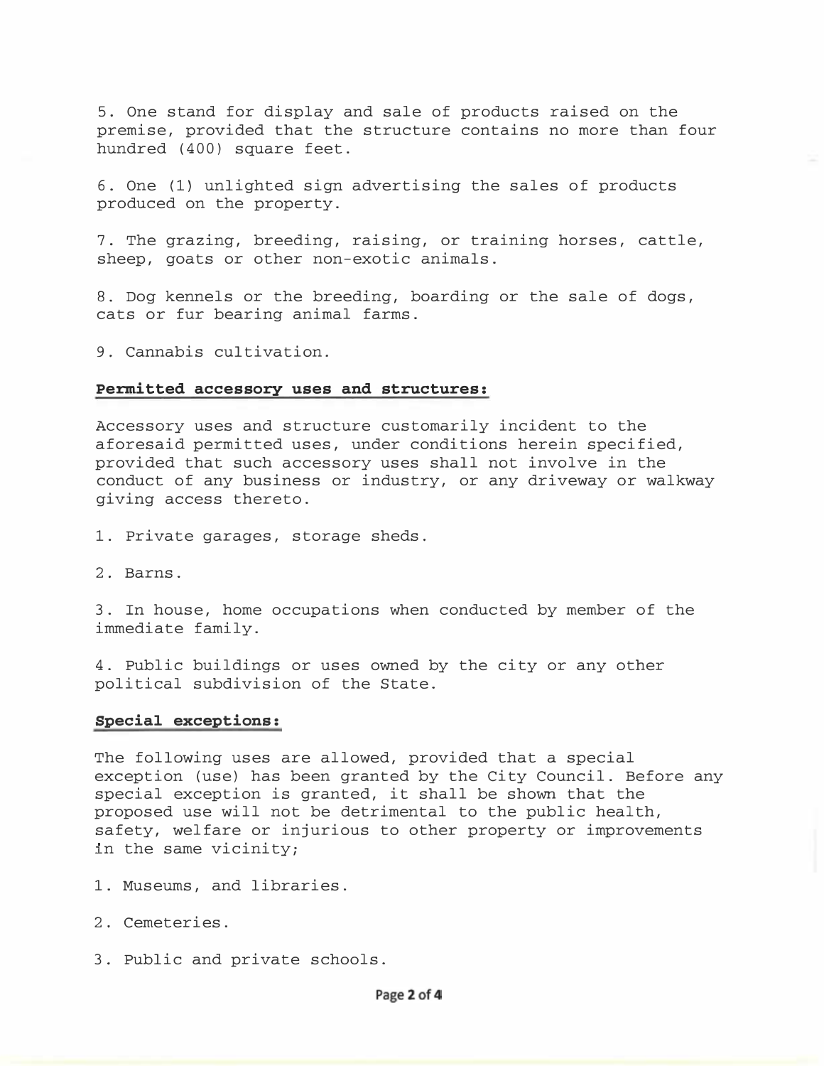5. One stand for display and sale of products raised on the premise, provided that the structure contains no more than four hundred (400) square feet.

6. One (1) unlighted sign advertising the sales of products produced on the property.

7. The grazing, breeding, raising, or training horses, cattle, sheep, goats or other non-exotic animals.

8. Dog kennels or the breeding, boarding or the sale of dogs, cats or fur bearing animal farms.

9. Cannabis cultivation.

**Permitted accessory uses and structures:**

Accessory uses and structure customarily incident to the aforesaid permitted uses, under conditions herein specified, provided that such accessory uses shall not involve in the conduct of any business or industry, or any driveway or walkway giving access thereto.

1. Private garages, storage sheds.

2. Barns.

3. In house, home occupations when conducted by member of the immediate family.

4. Public buildings or uses owned by the city or any other political subdivision of the State.

**Special exceptions:**

The following uses are allowed, provided that a special exception (use) has been granted by the City Council. Before any special exception is granted, it shall be shown that the proposed use will not be detrimental to the public health, safety, welfare or injurious to other property or improvements in the same vicinity;

1. Museums, and libraries.

2. Cemeteries.

3. Public and private schools.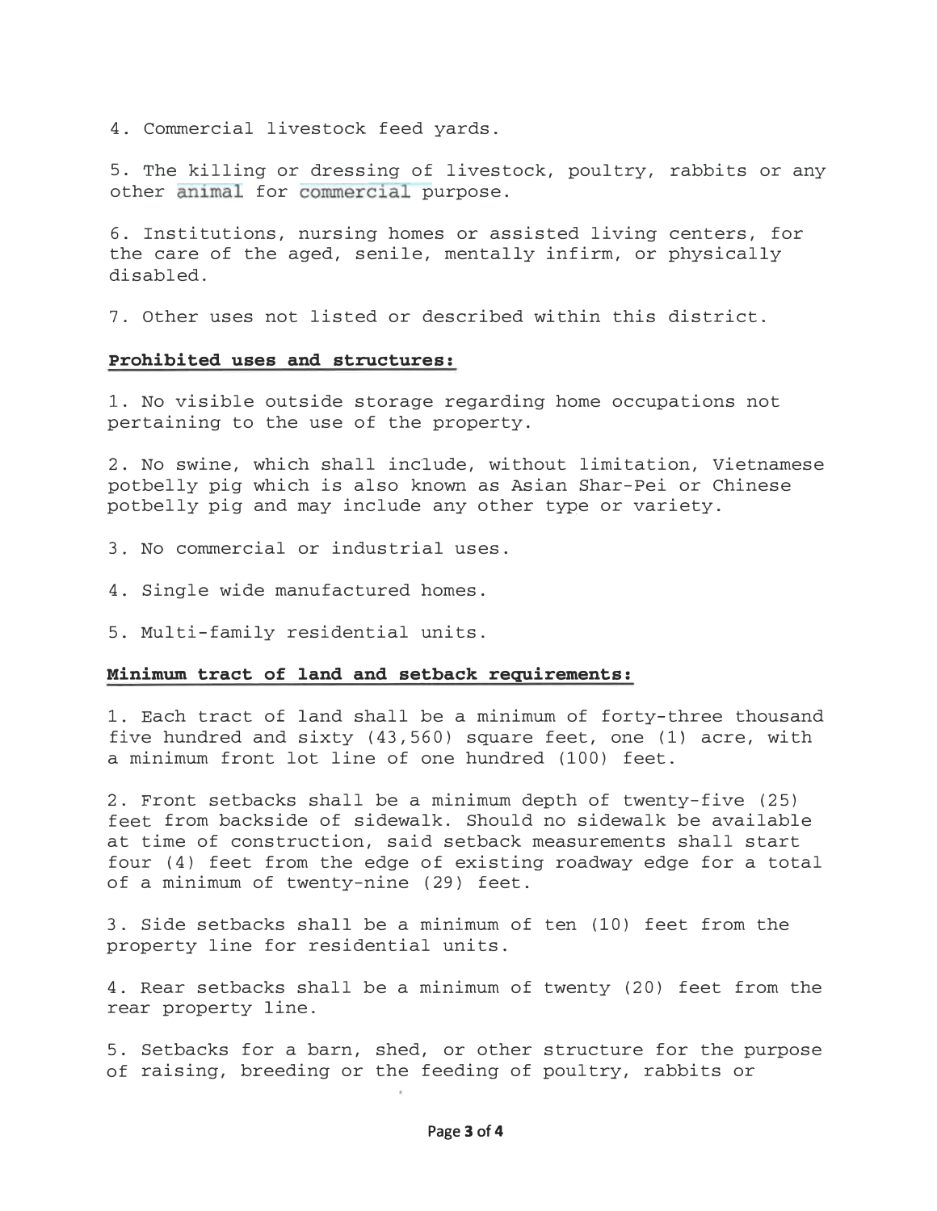4. Commercial livestock feed yards.

5. The killing or dressing of livestock, poultry, rabbits or any other animal for commercial purpose.

6. Institutions, nursing homes or assisted living centers, for the care of the aged, senile, mentally infirm, or physically disabled.

7. Other uses not listed or described within this district.

**Prohibited uses and structures:**

1. No visible outside storage regarding home occupations not pertaining to the use of the property.

2. No swine, which shall include, without limitation, Vietnamese potbelly pig which is also known as Asian Shar-Pei or Chinese potbelly pig and may include any other type or variety.

3. No commercial or industrial uses.

4. Single wide manufactured homes.

5. Multi-family residential units.

**Minimum tract of land and setback requirements:**

1. Each tract of land shall be a minimum of forty-three thousand five hundred and sixty (43,560) square feet, one (1) acre, with a minimum front lot line of one hundred (100) feet.

2. Front setbacks shall be a minimum depth of twenty-five (25) feet from backside of sidewalk. Should no sidewalk be available at time of construction, said setback measurements shall start four (4) feet from the edge of existing roadway edge for a total of a minimum of twenty-nine (29) feet.

3. Side setbacks shall be a minimum of ten (10) feet from the property line for residential units.

4. Rear setbacks shall be a minimum of twenty (20) feet from the rear property line.

5. Setbacks for a barn, shed, or other structure for the purpose of raising, breeding or the feeding of poultry, rabbits or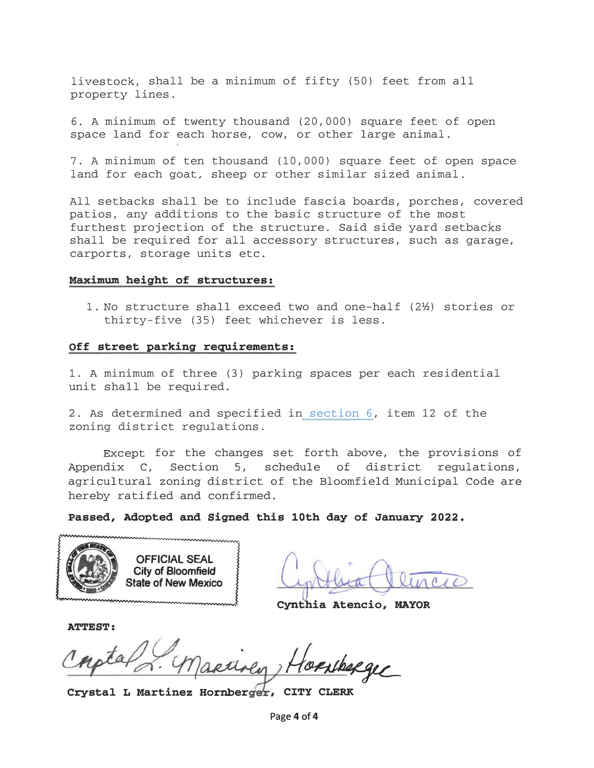livestock, shall be a minimum of fifty (50) feet from all property lines.

6. A minimum of twenty thousand (20,000) square feet of open space land for each horse, cow, or other large animal.

7. A minimum of ten thousand (10,000) square feet of open space land for each goat, sheep or other similar sized animal.

All setbacks shall be to include fascia boards, porches, covered patios, any additions to the basic structure of the most furthest projection of the structure. Said side yard setbacks shall be required for all accessory structures, such as garage, carports, storage units etc.

**Maximum height of structures:**

1. No structure shall exceed two and one-half (2½) stories or thirty-five (35) feet whichever is less.

**Off street parking requirements:**

1. A minimum of three (3) parking spaces per each residential unit shall be required.

2. As determined and specified in section 6, item 12 of the zoning district regulations.

Except for the changes set forth above, the provisions of Appendix C, Section 5, schedule of district regulations, agricultural zoning district of the Bloomfield Municipal Code are hereby ratified and confirmed.

**Passed, Adopted and Signed this 10th day of January 2022.**

OFFICIAL SEAL
City of Bloomfield
State of New Mexico

**Cynthia Atencio, MAYOR**

**ATTEST:**

**Crystal L Martinez Hornberger, CITY CLERK**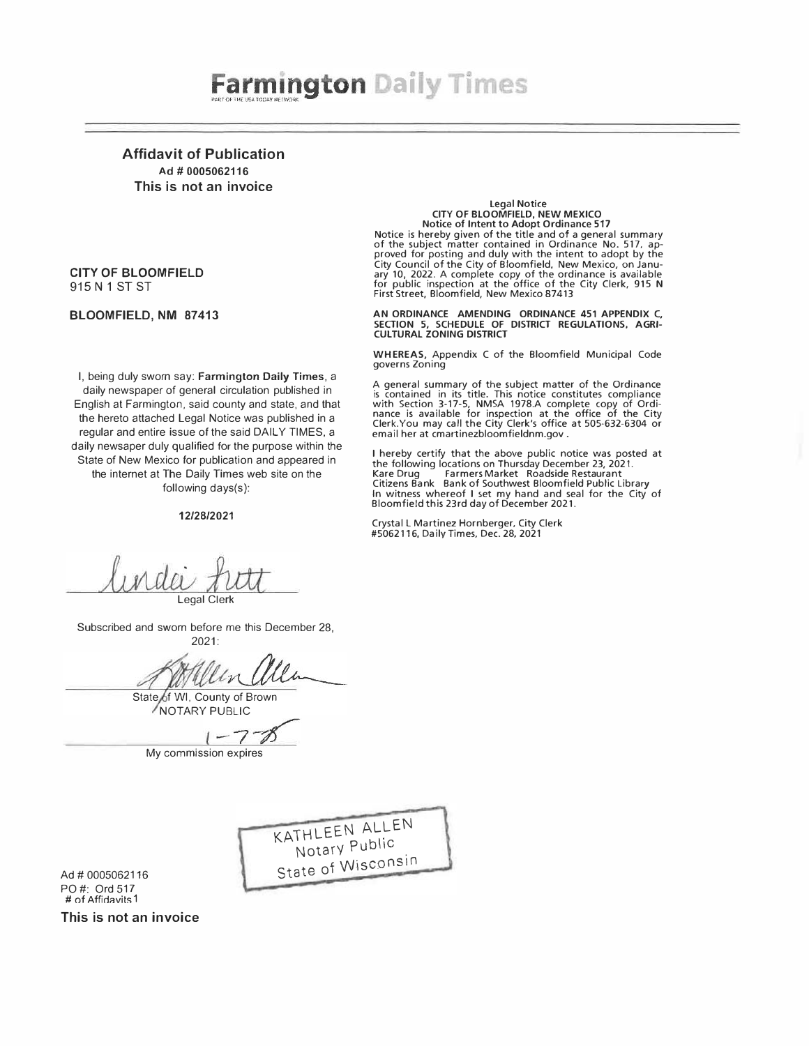# Farmington Daily Times

PART OF THE USA TODAY NETWORK

## Affidavit of Publication

**Ad # 0005062116**

**This is not an invoice**

**CITY OF BLOOMFIELD**
915 N 1 ST ST

**BLOOMFIELD, NM 87413**

I, being duly sworn say: **Farmington Daily Times**, a daily newspaper of general circulation published in English at Farmington, said county and state, and that the hereto attached Legal Notice was published in a regular and entire issue of the said DAILY TIMES, a daily newsaper duly qualified for the purpose within the State of New Mexico for publication and appeared in the internet at The Daily Times web site on the following days(s):

**12/28/2021**

Linda Futt
Legal Clerk

Subscribed and sworn before me this December 28, 2021:

Kathleen Allen
State of WI, County of Brown
NOTARY PUBLIC

1-7-25
My commission expires

KATHLEEN ALLEN
Notary Public
State of Wisconsin

Ad # 0005062116
PO #: Ord 517
# of Affidavits 1

**This is not an invoice**

---

**Legal Notice**
**CITY OF BLOOMFIELD, NEW MEXICO**
**Notice of Intent to Adopt Ordinance 517**

Notice is hereby given of the title and of a general summary of the subject matter contained in Ordinance No. 517, approved for posting and duly with the intent to adopt by the City Council of the City of Bloomfield, New Mexico, on January 10, 2022. A complete copy of the ordinance is available for public inspection at the office of the City Clerk, 915 N First Street, Bloomfield, New Mexico 87413

**AN ORDINANCE AMENDING ORDINANCE 451 APPENDIX C, SECTION 5, SCHEDULE OF DISTRICT REGULATIONS, AGRICULTURAL ZONING DISTRICT**

**WHEREAS**, Appendix C of the Bloomfield Municipal Code governs Zoning

A general summary of the subject matter of the Ordinance is contained in its title. This notice constitutes compliance with Section 3-17-5, NMSA 1978.A complete copy of Ordinance is available for inspection at the office of the City Clerk.You may call the City Clerk's office at 505-632-6304 or email her at cmartinezbloomfieldnm.gov .

I hereby certify that the above public notice was posted at the following locations on Thursday December 23, 2021.
Kare Drug Farmers Market Roadside Restaurant
Citizens Bank Bank of Southwest Bloomfield Public Library
In witness whereof I set my hand and seal for the City of Bloomfield this 23rd day of December 2021.

Crystal L Martinez Hornberger, City Clerk
#5062116, Daily Times, Dec. 28, 2021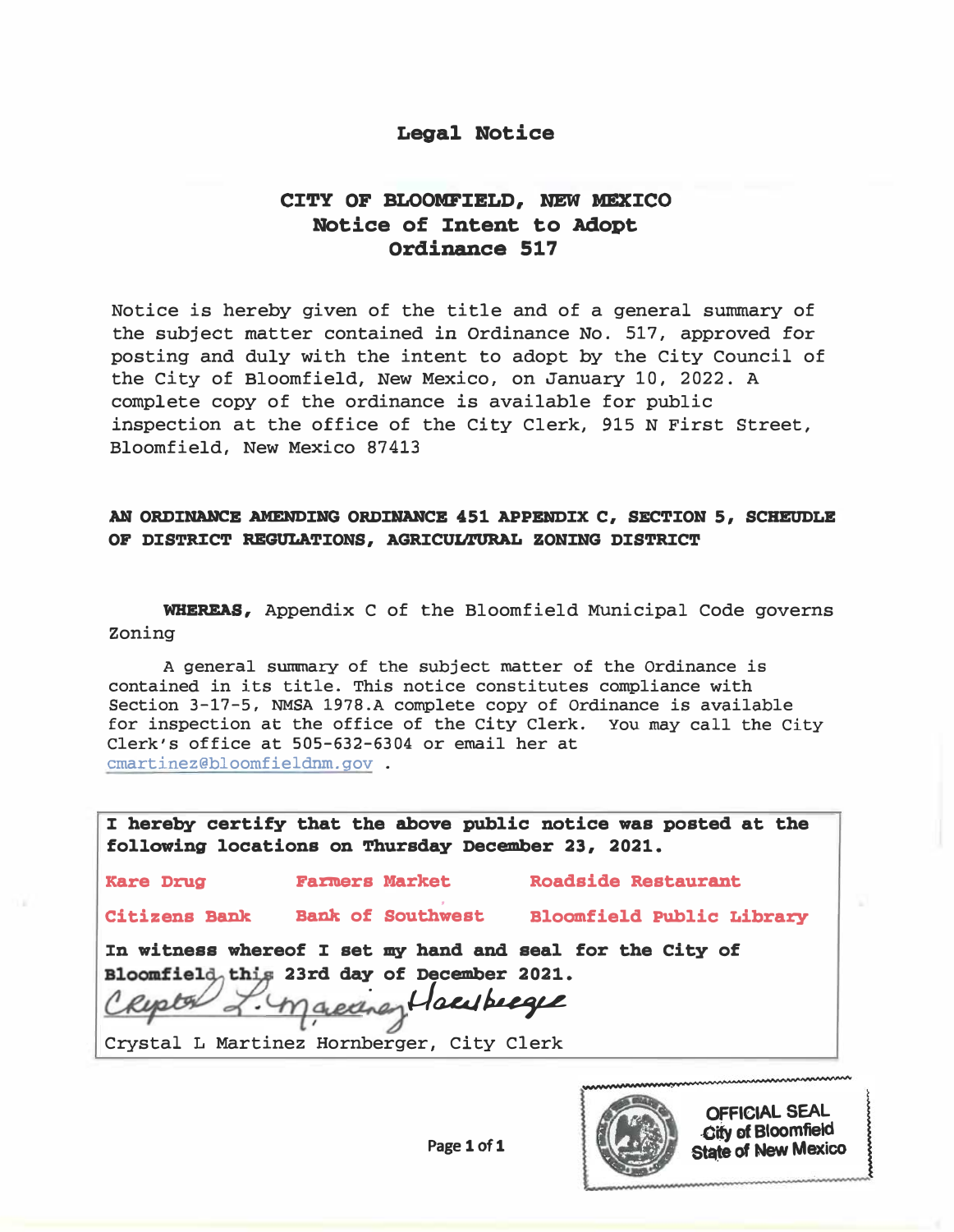# Legal Notice

## CITY OF BLOOMFIELD, NEW MEXICO
## Notice of Intent to Adopt
## Ordinance 517

Notice is hereby given of the title and of a general summary of the subject matter contained in Ordinance No. 517, approved for posting and duly with the intent to adopt by the City Council of the City of Bloomfield, New Mexico, on January 10, 2022. A complete copy of the ordinance is available for public inspection at the office of the City Clerk, 915 N First Street, Bloomfield, New Mexico 87413

**AN ORDINANCE AMENDING ORDINANCE 451 APPENDIX C, SECTION 5, SCHEUDLE OF DISTRICT REGULATIONS, AGRICULTURAL ZONING DISTRICT**

**WHEREAS,** Appendix C of the Bloomfield Municipal Code governs Zoning

A general summary of the subject matter of the Ordinance is contained in its title. This notice constitutes compliance with Section 3-17-5, NMSA 1978.A complete copy of Ordinance is available for inspection at the office of the City Clerk. You may call the City Clerk's office at 505-632-6304 or email her at cmartinez@bloomfieldnm.gov .

**I hereby certify that the above public notice was posted at the following locations on Thursday December 23, 2021.**

| | | |
|---|---|---|
| **Kare Drug** | **Farmers Market** | **Roadside Restaurant** |
| **Citizens Bank** | **Bank of Southwest** | **Bloomfield Public Library** |

**In witness whereof I set my hand and seal for the City of Bloomfield this 23rd day of December 2021.**

Crystal L Martinez Hornberger, City Clerk

OFFICIAL SEAL
City of Bloomfield
State of New Mexico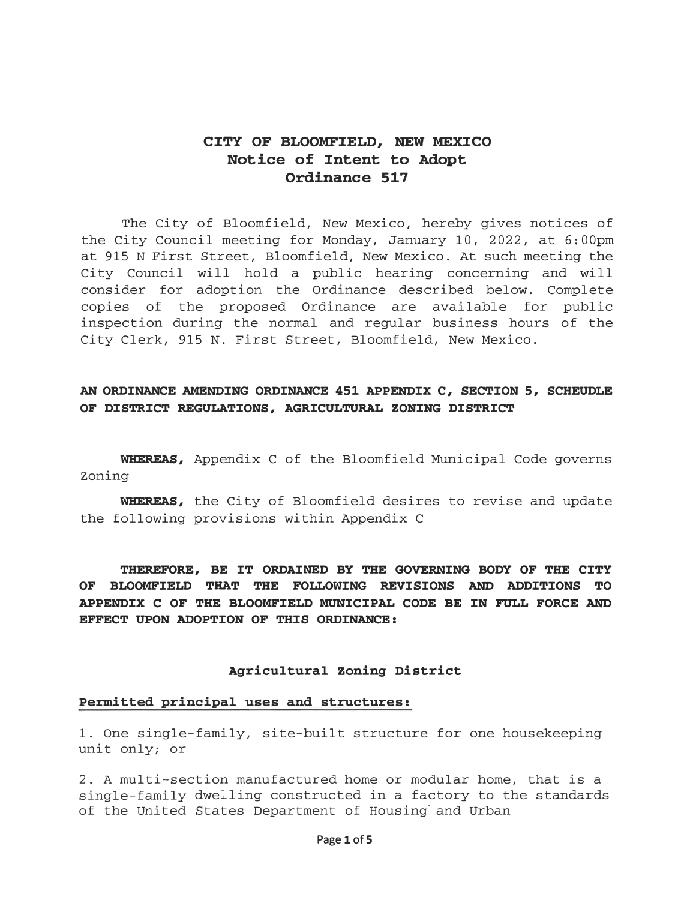# CITY OF BLOOMFIELD, NEW MEXICO
## Notice of Intent to Adopt
## Ordinance 517

The City of Bloomfield, New Mexico, hereby gives notices of the City Council meeting for Monday, January 10, 2022, at 6:00pm at 915 N First Street, Bloomfield, New Mexico. At such meeting the City Council will hold a public hearing concerning and will consider for adoption the Ordinance described below. Complete copies of the proposed Ordinance are available for public inspection during the normal and regular business hours of the City Clerk, 915 N. First Street, Bloomfield, New Mexico.

**AN ORDINANCE AMENDING ORDINANCE 451 APPENDIX C, SECTION 5, SCHEUDLE OF DISTRICT REGULATIONS, AGRICULTURAL ZONING DISTRICT**

**WHEREAS,** Appendix C of the Bloomfield Municipal Code governs Zoning

**WHEREAS,** the City of Bloomfield desires to revise and update the following provisions within Appendix C

**THEREFORE, BE IT ORDAINED BY THE GOVERNING BODY OF THE CITY OF BLOOMFIELD THAT THE FOLLOWING REVISIONS AND ADDITIONS TO APPENDIX C OF THE BLOOMFIELD MUNICIPAL CODE BE IN FULL FORCE AND EFFECT UPON ADOPTION OF THIS ORDINANCE:**

### Agricultural Zoning District

**Permitted principal uses and structures:**

1. One single-family, site-built structure for one housekeeping unit only; or

2. A multi-section manufactured home or modular home, that is a single-family dwelling constructed in a factory to the standards of the United States Department of Housing`and Urban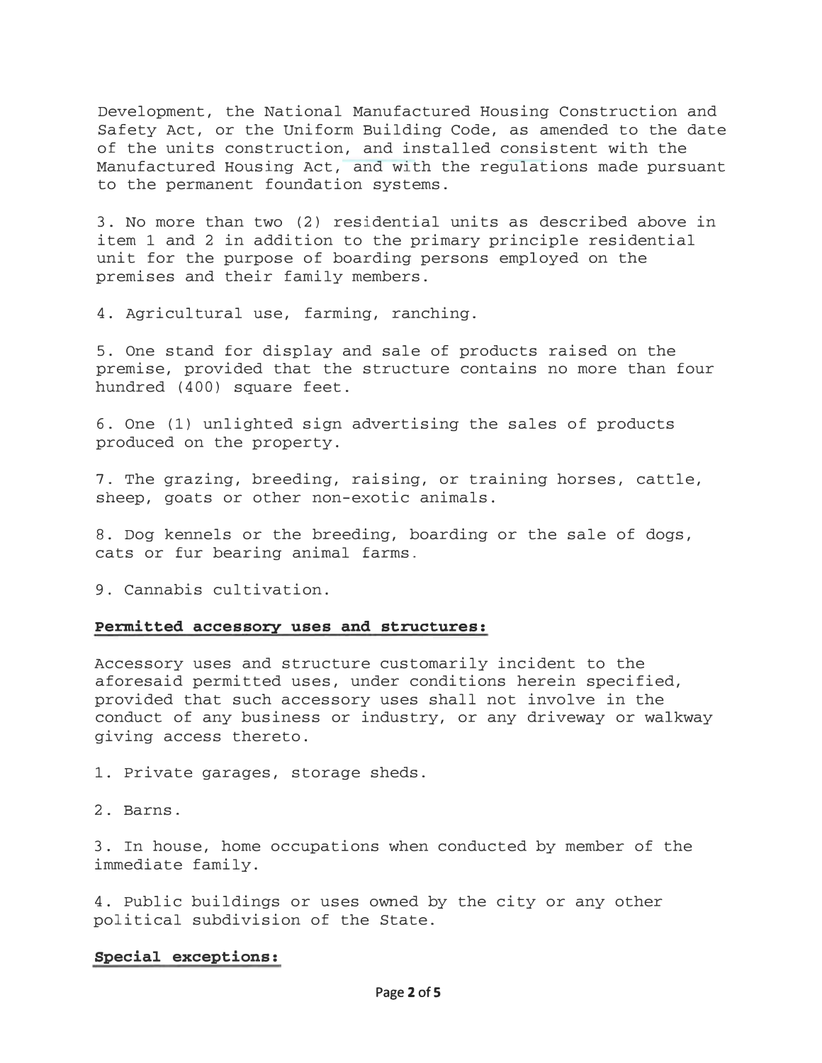Development, the National Manufactured Housing Construction and Safety Act, or the Uniform Building Code, as amended to the date of the units construction, and installed consistent with the Manufactured Housing Act, and with the regulations made pursuant to the permanent foundation systems.

3. No more than two (2) residential units as described above in item 1 and 2 in addition to the primary principle residential unit for the purpose of boarding persons employed on the premises and their family members.

4. Agricultural use, farming, ranching.

5. One stand for display and sale of products raised on the premise, provided that the structure contains no more than four hundred (400) square feet.

6. One (1) unlighted sign advertising the sales of products produced on the property.

7. The grazing, breeding, raising, or training horses, cattle, sheep, goats or other non-exotic animals.

8. Dog kennels or the breeding, boarding or the sale of dogs, cats or fur bearing animal farms.

9. Cannabis cultivation.

**Permitted accessory uses and structures:**

Accessory uses and structure customarily incident to the aforesaid permitted uses, under conditions herein specified, provided that such accessory uses shall not involve in the conduct of any business or industry, or any driveway or walkway giving access thereto.

1. Private garages, storage sheds.

2. Barns.

3. In house, home occupations when conducted by member of the immediate family.

4. Public buildings or uses owned by the city or any other political subdivision of the State.

**Special exceptions:**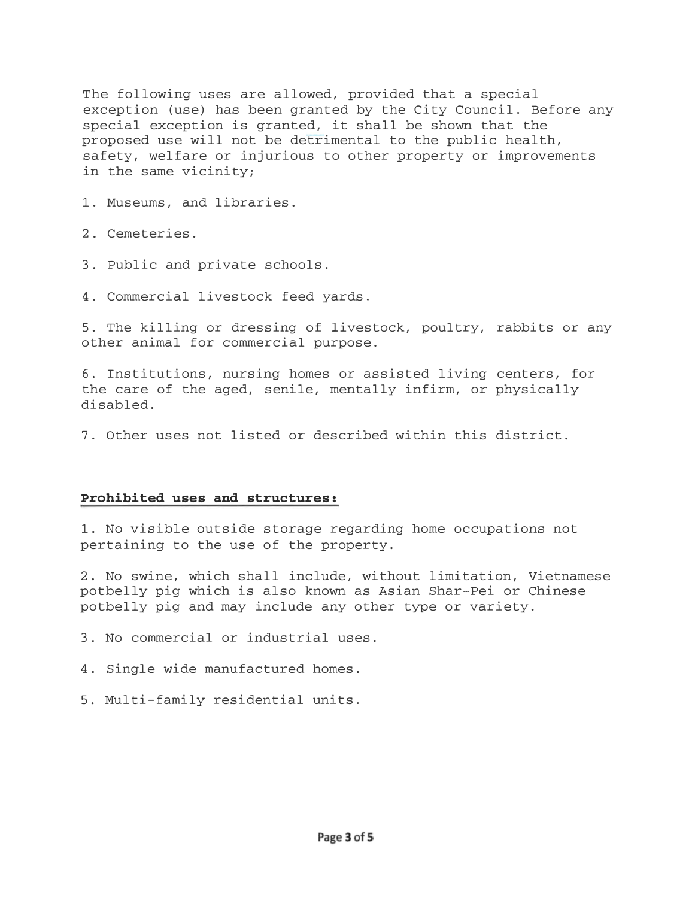The following uses are allowed, provided that a special exception (use) has been granted by the City Council. Before any special exception is granted, it shall be shown that the proposed use will not be detrimental to the public health, safety, welfare or injurious to other property or improvements in the same vicinity;

1. Museums, and libraries.

2. Cemeteries.

3. Public and private schools.

4. Commercial livestock feed yards.

5. The killing or dressing of livestock, poultry, rabbits or any other animal for commercial purpose.

6. Institutions, nursing homes or assisted living centers, for the care of the aged, senile, mentally infirm, or physically disabled.

7. Other uses not listed or described within this district.

**Prohibited uses and structures:**

1. No visible outside storage regarding home occupations not pertaining to the use of the property.

2. No swine, which shall include, without limitation, Vietnamese potbelly pig which is also known as Asian Shar-Pei or Chinese potbelly pig and may include any other type or variety.

3. No commercial or industrial uses.

4. Single wide manufactured homes.

5. Multi-family residential units.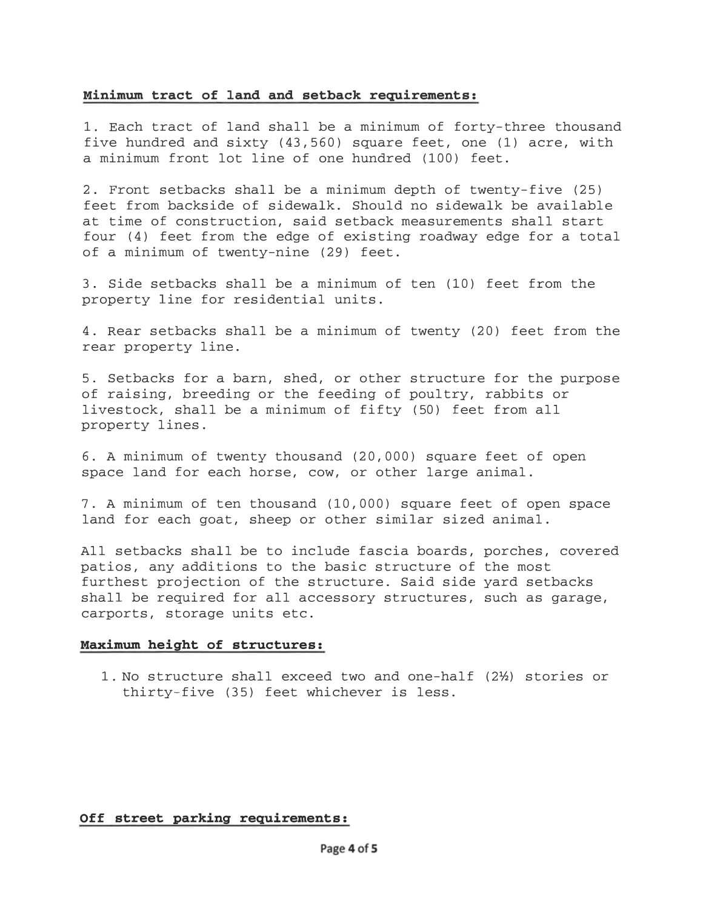**Minimum tract of land and setback requirements:**

1. Each tract of land shall be a minimum of forty-three thousand five hundred and sixty (43,560) square feet, one (1) acre, with a minimum front lot line of one hundred (100) feet.

2. Front setbacks shall be a minimum depth of twenty-five (25) feet from backside of sidewalk. Should no sidewalk be available at time of construction, said setback measurements shall start four (4) feet from the edge of existing roadway edge for a total of a minimum of twenty-nine (29) feet.

3. Side setbacks shall be a minimum of ten (10) feet from the property line for residential units.

4. Rear setbacks shall be a minimum of twenty (20) feet from the rear property line.

5. Setbacks for a barn, shed, or other structure for the purpose of raising, breeding or the feeding of poultry, rabbits or livestock, shall be a minimum of fifty (50) feet from all property lines.

6. A minimum of twenty thousand (20,000) square feet of open space land for each horse, cow, or other large animal.

7. A minimum of ten thousand (10,000) square feet of open space land for each goat, sheep or other similar sized animal.

All setbacks shall be to include fascia boards, porches, covered patios, any additions to the basic structure of the most furthest projection of the structure. Said side yard setbacks shall be required for all accessory structures, such as garage, carports, storage units etc.

**Maximum height of structures:**

1. No structure shall exceed two and one-half (2½) stories or thirty-five (35) feet whichever is less.

**Off street parking requirements:**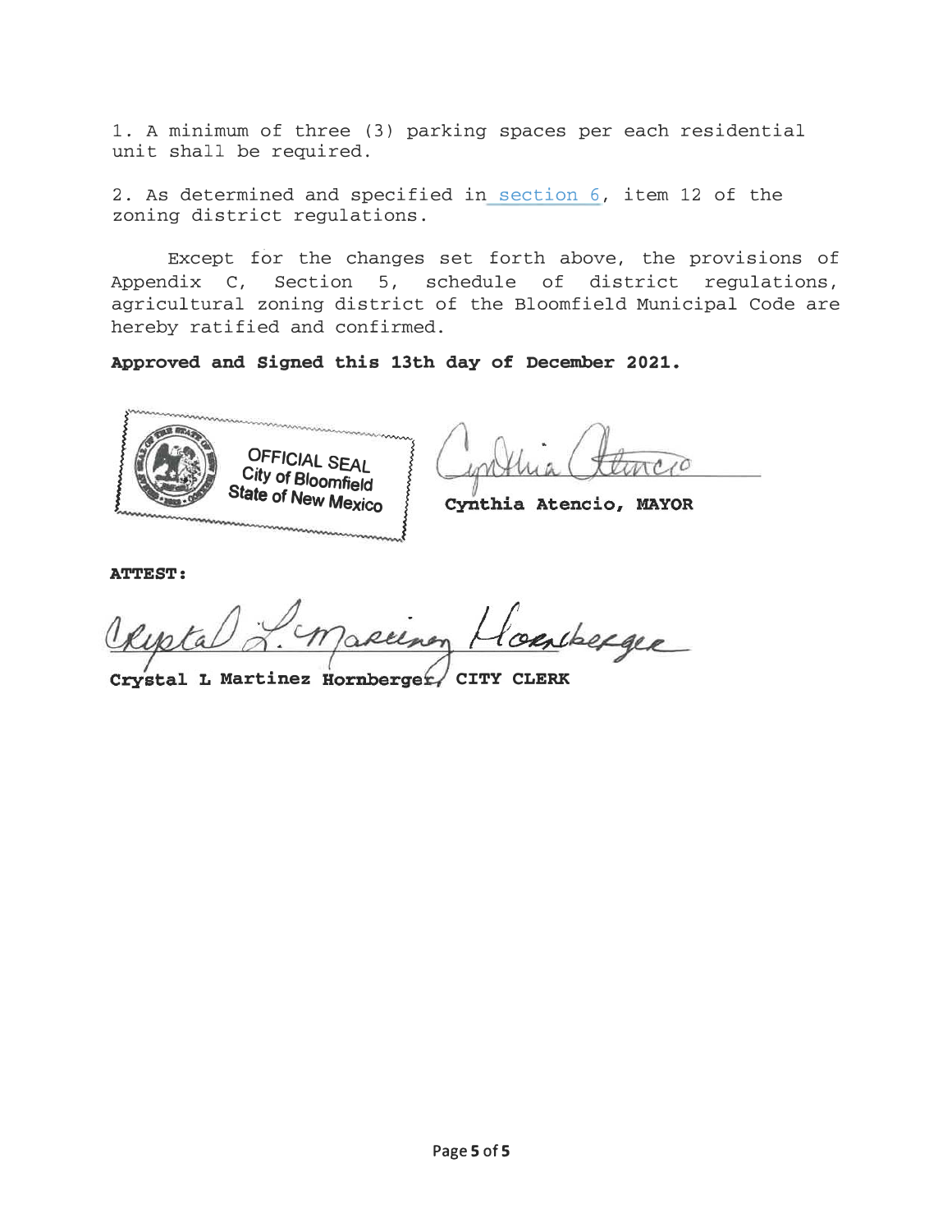1. A minimum of three (3) parking spaces per each residential unit shall be required.

2. As determined and specified in section 6, item 12 of the zoning district regulations.

Except for the changes set forth above, the provisions of Appendix C, Section 5, schedule of district regulations, agricultural zoning district of the Bloomfield Municipal Code are hereby ratified and confirmed.

**Approved and Signed this 13th day of December 2021.**

OFFICIAL SEAL
City of Bloomfield
State of New Mexico

**Cynthia Atencio, MAYOR**

**ATTEST:**

**Crystal L Martinez Hornberger, CITY CLERK**